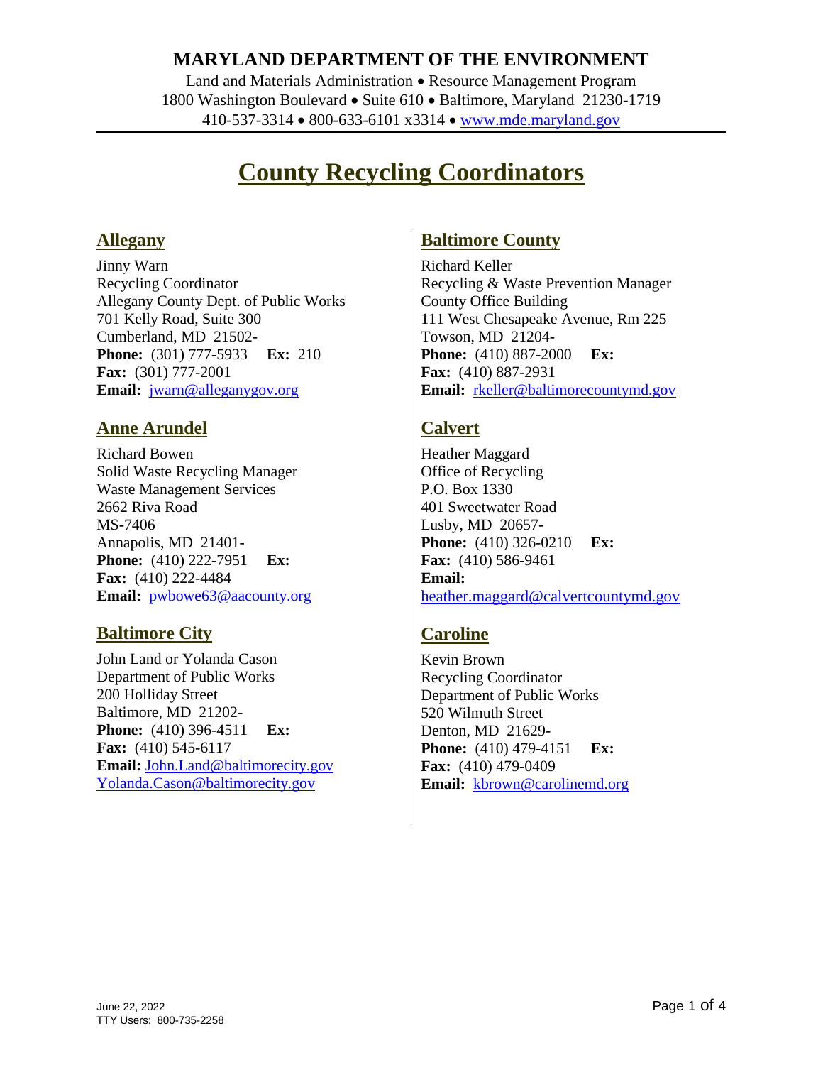# MARYLAND DEPARTMENT OF THE ENVIRONMENT

Land and Materials Administration • Resource Management Program
1800 Washington Boulevard • Suite 610 • Baltimore, Maryland 21230-1719
410-537-3314 • 800-633-6101 x3314 • www.mde.maryland.gov

# County Recycling Coordinators

## Allegany

Jinny Warn
Recycling Coordinator
Allegany County Dept. of Public Works
701 Kelly Road, Suite 300
Cumberland, MD 21502-
**Phone:** (301) 777-5933 **Ex:** 210
**Fax:** (301) 777-2001
**Email:** jwarn@alleganygov.org

## Anne Arundel

Richard Bowen
Solid Waste Recycling Manager
Waste Management Services
2662 Riva Road
MS-7406
Annapolis, MD 21401-
**Phone:** (410) 222-7951 **Ex:**
**Fax:** (410) 222-4484
**Email:** pwbowe63@aacounty.org

## Baltimore City

John Land or Yolanda Cason
Department of Public Works
200 Holliday Street
Baltimore, MD 21202-
**Phone:** (410) 396-4511 **Ex:**
**Fax:** (410) 545-6117
**Email:** John.Land@baltimorecity.gov
Yolanda.Cason@baltimorecity.gov

## Baltimore County

Richard Keller
Recycling & Waste Prevention Manager
County Office Building
111 West Chesapeake Avenue, Rm 225
Towson, MD 21204-
**Phone:** (410) 887-2000 **Ex:**
**Fax:** (410) 887-2931
**Email:** rkeller@baltimorecountymd.gov

## Calvert

Heather Maggard
Office of Recycling
P.O. Box 1330
401 Sweetwater Road
Lusby, MD 20657-
**Phone:** (410) 326-0210 **Ex:**
**Fax:** (410) 586-9461
**Email:**
heather.maggard@calvertcountymd.gov

## Caroline

Kevin Brown
Recycling Coordinator
Department of Public Works
520 Wilmuth Street
Denton, MD 21629-
**Phone:** (410) 479-4151 **Ex:**
**Fax:** (410) 479-0409
**Email:** kbrown@carolinemd.org

June 22, 2022
TTY Users: 800-735-2258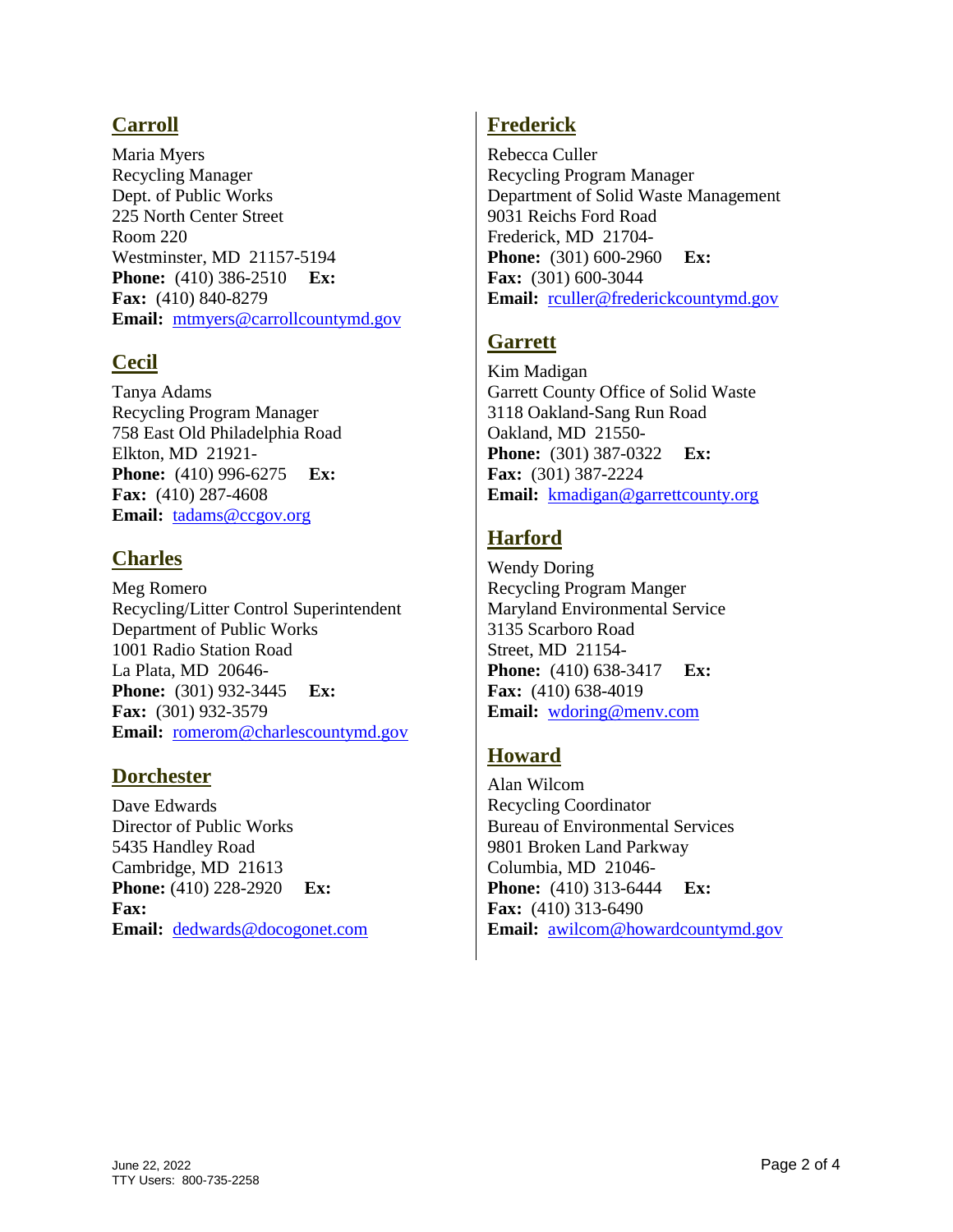## Carroll

Maria Myers
Recycling Manager
Dept. of Public Works
225 North Center Street
Room 220
Westminster, MD 21157-5194
**Phone:** (410) 386-2510 **Ex:**
**Fax:** (410) 840-8279
**Email:** mtmyers@carrollcountymd.gov

## Cecil

Tanya Adams
Recycling Program Manager
758 East Old Philadelphia Road
Elkton, MD 21921-
**Phone:** (410) 996-6275 **Ex:**
**Fax:** (410) 287-4608
**Email:** tadams@ccgov.org

## Charles

Meg Romero
Recycling/Litter Control Superintendent
Department of Public Works
1001 Radio Station Road
La Plata, MD 20646-
**Phone:** (301) 932-3445 **Ex:**
**Fax:** (301) 932-3579
**Email:** romerom@charlescountymd.gov

## Dorchester

Dave Edwards
Director of Public Works
5435 Handley Road
Cambridge, MD 21613
**Phone:** (410) 228-2920 **Ex:**
**Fax:**
**Email:** dedwards@docogonet.com

## Frederick

Rebecca Culler
Recycling Program Manager
Department of Solid Waste Management
9031 Reichs Ford Road
Frederick, MD 21704-
**Phone:** (301) 600-2960 **Ex:**
**Fax:** (301) 600-3044
**Email:** rculler@frederickcountymd.gov

## Garrett

Kim Madigan
Garrett County Office of Solid Waste
3118 Oakland-Sang Run Road
Oakland, MD 21550-
**Phone:** (301) 387-0322 **Ex:**
**Fax:** (301) 387-2224
**Email:** kmadigan@garrettcounty.org

## Harford

Wendy Doring
Recycling Program Manger
Maryland Environmental Service
3135 Scarboro Road
Street, MD 21154-
**Phone:** (410) 638-3417 **Ex:**
**Fax:** (410) 638-4019
**Email:** wdoring@menv.com

## Howard

Alan Wilcom
Recycling Coordinator
Bureau of Environmental Services
9801 Broken Land Parkway
Columbia, MD 21046-
**Phone:** (410) 313-6444 **Ex:**
**Fax:** (410) 313-6490
**Email:** awilcom@howardcountymd.gov

June 22, 2022
TTY Users: 800-735-2258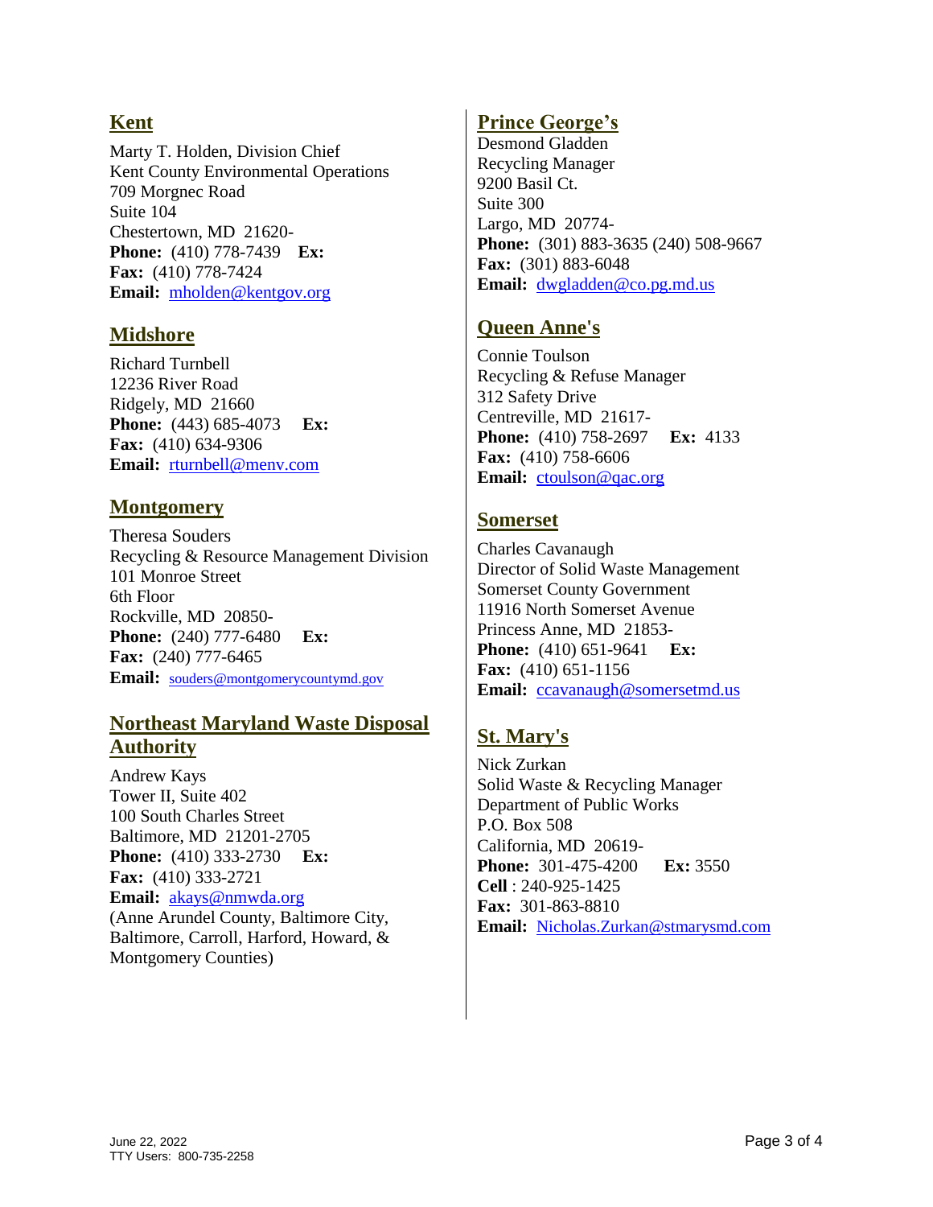## Kent

Marty T. Holden, Division Chief
Kent County Environmental Operations
709 Morgnec Road
Suite 104
Chestertown, MD 21620-
**Phone:** (410) 778-7439 **Ex:**
**Fax:** (410) 778-7424
**Email:** mholden@kentgov.org

## Midshore

Richard Turnbell
12236 River Road
Ridgely, MD 21660
**Phone:** (443) 685-4073 **Ex:**
**Fax:** (410) 634-9306
**Email:** rturnbell@menv.com

## Montgomery

Theresa Souders
Recycling & Resource Management Division
101 Monroe Street
6th Floor
Rockville, MD 20850-
**Phone:** (240) 777-6480 **Ex:**
**Fax:** (240) 777-6465
**Email:** souders@montgomerycountymd.gov

## Northeast Maryland Waste Disposal Authority

Andrew Kays
Tower II, Suite 402
100 South Charles Street
Baltimore, MD 21201-2705
**Phone:** (410) 333-2730 **Ex:**
**Fax:** (410) 333-2721
**Email:** akays@nmwda.org
(Anne Arundel County, Baltimore City, Baltimore, Carroll, Harford, Howard, & Montgomery Counties)

## Prince George's

Desmond Gladden
Recycling Manager
9200 Basil Ct.
Suite 300
Largo, MD 20774-
**Phone:** (301) 883-3635 (240) 508-9667
**Fax:** (301) 883-6048
**Email:** dwgladden@co.pg.md.us

## Queen Anne's

Connie Toulson
Recycling & Refuse Manager
312 Safety Drive
Centreville, MD 21617-
**Phone:** (410) 758-2697 **Ex:** 4133
**Fax:** (410) 758-6606
**Email:** ctoulson@qac.org

## Somerset

Charles Cavanaugh
Director of Solid Waste Management
Somerset County Government
11916 North Somerset Avenue
Princess Anne, MD 21853-
**Phone:** (410) 651-9641 **Ex:**
**Fax:** (410) 651-1156
**Email:** ccavanaugh@somersetmd.us

## St. Mary's

Nick Zurkan
Solid Waste & Recycling Manager
Department of Public Works
P.O. Box 508
California, MD 20619-
**Phone:** 301-475-4200 **Ex:** 3550
**Cell** : 240-925-1425
**Fax:** 301-863-8810
**Email:** Nicholas.Zurkan@stmarysmd.com

June 22, 2022
TTY Users: 800-735-2258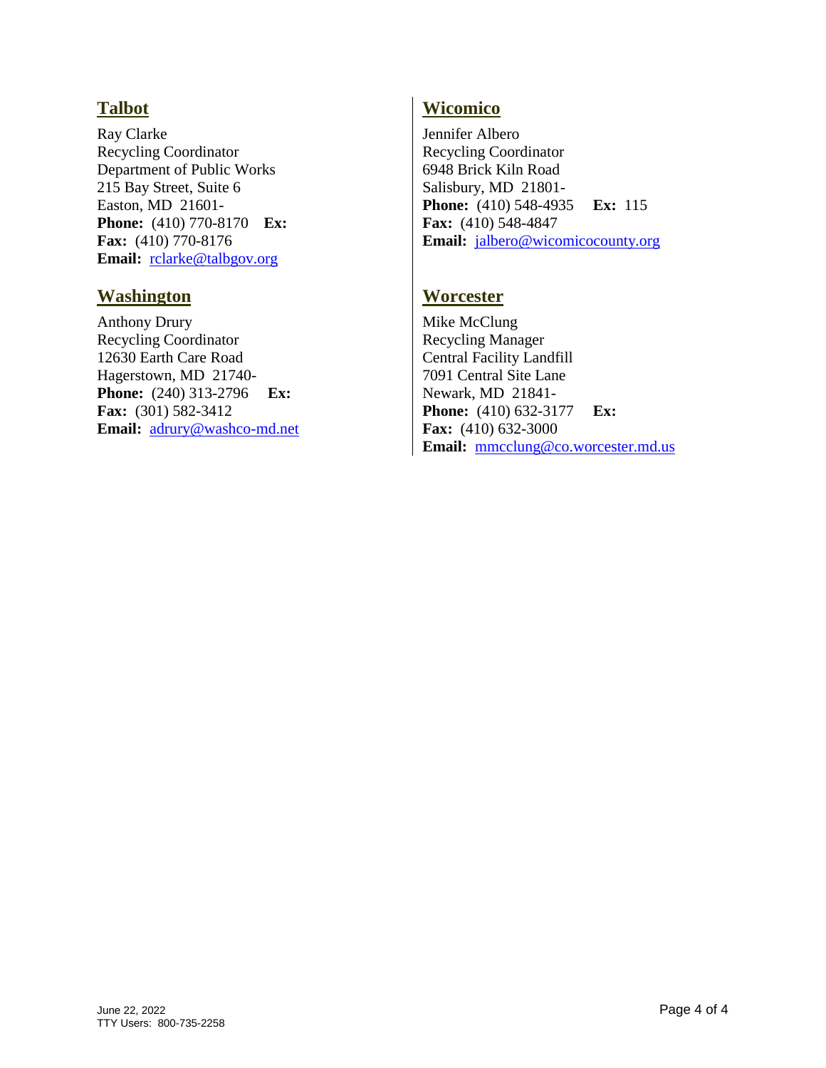## Talbot

Ray Clarke
Recycling Coordinator
Department of Public Works
215 Bay Street, Suite 6
Easton, MD 21601-
**Phone:** (410) 770-8170 **Ex:**
**Fax:** (410) 770-8176
**Email:** rclarke@talbgov.org

## Washington

Anthony Drury
Recycling Coordinator
12630 Earth Care Road
Hagerstown, MD 21740-
**Phone:** (240) 313-2796 **Ex:**
**Fax:** (301) 582-3412
**Email:** adrury@washco-md.net

## Wicomico

Jennifer Albero
Recycling Coordinator
6948 Brick Kiln Road
Salisbury, MD 21801-
**Phone:** (410) 548-4935 **Ex:** 115
**Fax:** (410) 548-4847
**Email:** jalbero@wicomicocounty.org

## Worcester

Mike McClung
Recycling Manager
Central Facility Landfill
7091 Central Site Lane
Newark, MD 21841-
**Phone:** (410) 632-3177 **Ex:**
**Fax:** (410) 632-3000
**Email:** mmcclung@co.worcester.md.us

June 22, 2022
TTY Users: 800-735-2258